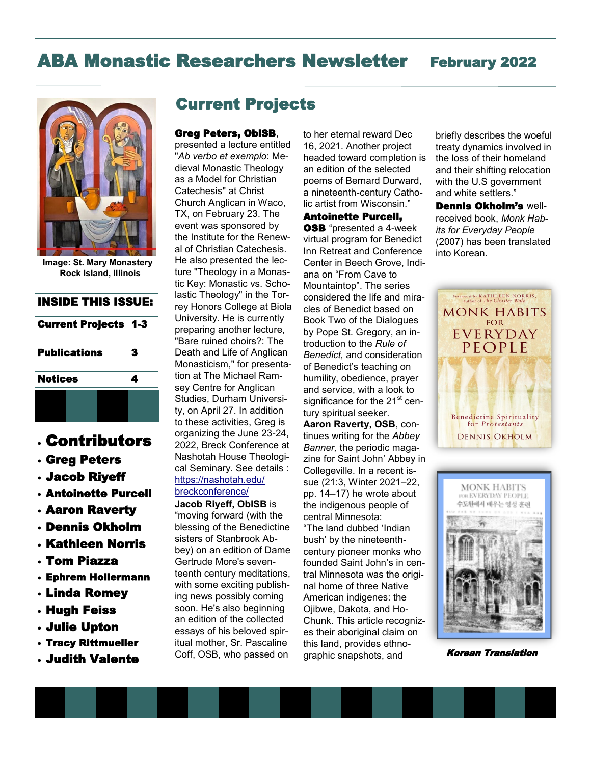# ABA Monastic Researchers Newsletter February 2022

Image: St. Mary Monastery Rock Island, Illinois

**INSIDE THIS ISSUE:**

| | |
|---|---|
| Current Projects | 1-3 |
| Publications | 3 |
| Notices | 4 |

## Contributors

- Greg Peters
- Jacob Riyeff
- Antoinette Purcell
- Aaron Raverty
- Dennis Okholm
- Kathleen Norris
- Tom Piazza
- Ephrem Hollermann
- Linda Romey
- Hugh Feiss
- Julie Upton
- Tracy Rittmueller
- Judith Valente

## Current Projects

**Greg Peters, OblSB**, presented a lecture entitled "*Ab verbo et exemplo*: Medieval Monastic Theology as a Model for Christian Catechesis" at Christ Church Anglican in Waco, TX, on February 23. The event was sponsored by the Institute for the Renewal of Christian Catechesis. He also presented the lecture "Theology in a Monastic Key: Monastic vs. Scholastic Theology" in the Torrey Honors College at Biola University. He is currently preparing another lecture, "Bare ruined choirs?: The Death and Life of Anglican Monasticism," for presentation at The Michael Ramsey Centre for Anglican Studies, Durham University, on April 27. In addition to these activities, Greg is organizing the June 23-24, 2022, Breck Conference at Nashotah House Theological Seminary. See details : https://nashotah.edu/breckconference/

**Jacob Riyeff, OblSB** is "moving forward (with the blessing of the Benedictine sisters of Stanbrook Abbey) on an edition of Dame Gertrude More's seventeenth century meditations, with some exciting publishing news possibly coming soon. He's also beginning an edition of the collected essays of his beloved spiritual mother, Sr. Pascaline Coff, OSB, who passed on to her eternal reward Dec 16, 2021. Another project headed toward completion is an edition of the selected poems of Bernard Durward, a nineteenth-century Catholic artist from Wisconsin."

**Antoinette Purcell, OSB** "presented a 4-week virtual program for Benedict Inn Retreat and Conference Center in Beech Grove, Indiana on "From Cave to Mountaintop". The series considered the life and miracles of Benedict based on Book Two of the Dialogues by Pope St. Gregory, an introduction to the *Rule of Benedict,* and consideration of Benedict's teaching on humility, obedience, prayer and service, with a look to its significance for the 21st century spiritual seeker.

**Aaron Raverty, OSB**, continues writing for the *Abbey Banner,* the periodic magazine for Saint John' Abbey in Collegeville. In a recent issue (21:3, Winter 2021–22, pp. 14–17) he wrote about the indigenous people of central Minnesota:

"The land dubbed 'Indian bush' by the nineteenth-century pioneer monks who founded Saint John's in central Minnesota was the original home of three Native American indigenes: the Ojibwe, Dakota, and Ho-Chunk. This article recognizes their aboriginal claim on this land, provides ethnographic snapshots, and briefly describes the woeful treaty dynamics involved in the loss of their homeland and their shifting relocation with the U.S government and white settlers."

**Dennis Okholm's** well-received book, *Monk Habits for Everyday People* (2007) has been translated into Korean.

Korean Translation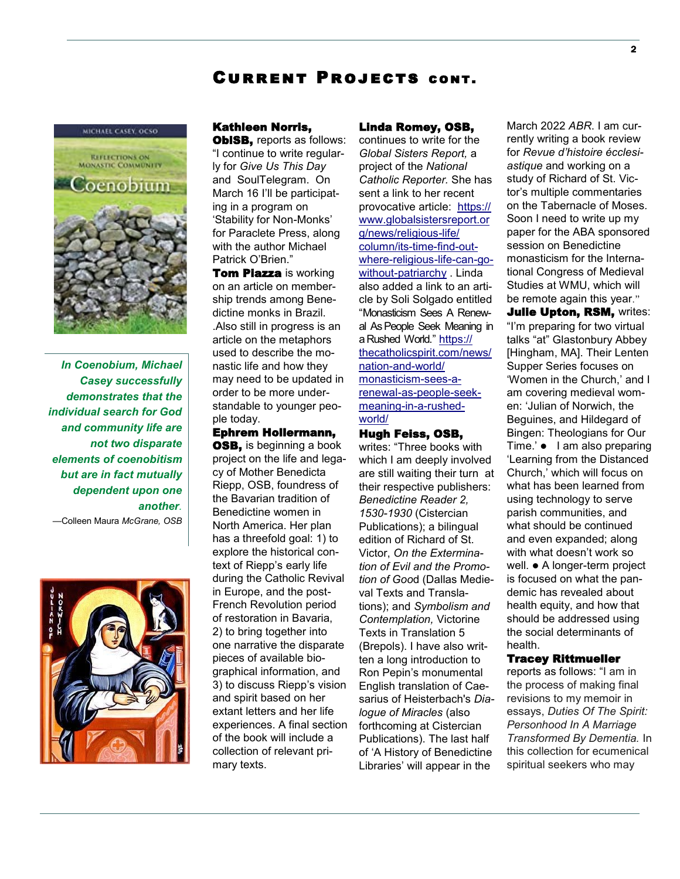## Current Projects cont.

*In Coenobium, Michael Casey successfully demonstrates that the individual search for God and community life are not two disparate elements of coenobitism but are in fact mutually dependent upon one another.*

—Colleen Maura *McGrane, OSB*

**Kathleen Norris, OblSB,** reports as follows: "I continue to write regularly for *Give Us This Day* and SoulTelegram. On March 16 I'll be participating in a program on 'Stability for Non-Monks' for Paraclete Press, along with the author Michael Patrick O'Brien."

**Tom Piazza** is working on an article on membership trends among Benedictine monks in Brazil. .Also still in progress is an article on the metaphors used to describe the monastic life and how they may need to be updated in order to be more understandable to younger people today.

**Ephrem Hollermann, OSB,** is beginning a book project on the life and legacy of Mother Benedicta Riepp, OSB, foundress of the Bavarian tradition of Benedictine women in North America. Her plan has a threefold goal: 1) to explore the historical context of Riepp's early life during the Catholic Revival in Europe, and the post-French Revolution period of restoration in Bavaria, 2) to bring together into one narrative the disparate pieces of available biographical information, and 3) to discuss Riepp's vision and spirit based on her extant letters and her life experiences. A final section of the book will include a collection of relevant primary texts.

**Linda Romey, OSB,** continues to write for the *Global Sisters Report,* a project of the *National Catholic Reporter.* She has sent a link to her recent provocative article: https://www.globalsistersreport.org/news/religious-life/column/its-time-find-out-where-religious-life-can-go-without-patriarchy . Linda also added a link to an article by Soli Solgado entitled "Monasticism Sees A Renewal As People Seek Meaning in a Rushed World." https://thecatholicspirit.com/news/nation-and-world/monasticism-sees-a-renewal-as-people-seek-meaning-in-a-rushed-world/

**Hugh Feiss, OSB,** writes: "Three books with which I am deeply involved are still waiting their turn at their respective publishers: *Benedictine Reader 2, 1530-1930* (Cistercian Publications); a bilingual edition of Richard of St. Victor, *On the Extermination of Evil and the Promotion of Good* (Dallas Medieval Texts and Translations); and *Symbolism and Contemplation,* Victorine Texts in Translation 5 (Brepols). I have also written a long introduction to Ron Pepin's monumental English translation of Caesarius of Heisterbach's *Dialogue of Miracles* (also forthcoming at Cistercian Publications). The last half of 'A History of Benedictine Libraries' will appear in the March 2022 *ABR*. I am currently writing a book review for *Revue d'histoire ecclésiastique* and working on a study of Richard of St. Victor's multiple commentaries on the Tabernacle of Moses. Soon I need to write up my paper for the ABA sponsored session on Benedictine monasticism for the International Congress of Medieval Studies at WMU, which will be remote again this year."

**Julie Upton, RSM,** writes: "I'm preparing for two virtual talks "at" Glastonbury Abbey [Hingham, MA]. Their Lenten Supper Series focuses on 'Women in the Church,' and I am covering medieval women: 'Julian of Norwich, the Beguines, and Hildegard of Bingen: Theologians for Our Time.' ● I am also preparing 'Learning from the Distanced Church,' which will focus on what has been learned from using technology to serve parish communities, and what should be continued and even expanded; along with what doesn't work so well. ● A longer-term project is focused on what the pandemic has revealed about health equity, and how that should be addressed using the social determinants of health.

**Tracey Rittmueller** reports as follows: "I am in the process of making final revisions to my memoir in essays, *Duties Of The Spirit: Personhood In A Marriage Transformed By Dementia.* In this collection for ecumenical spiritual seekers who may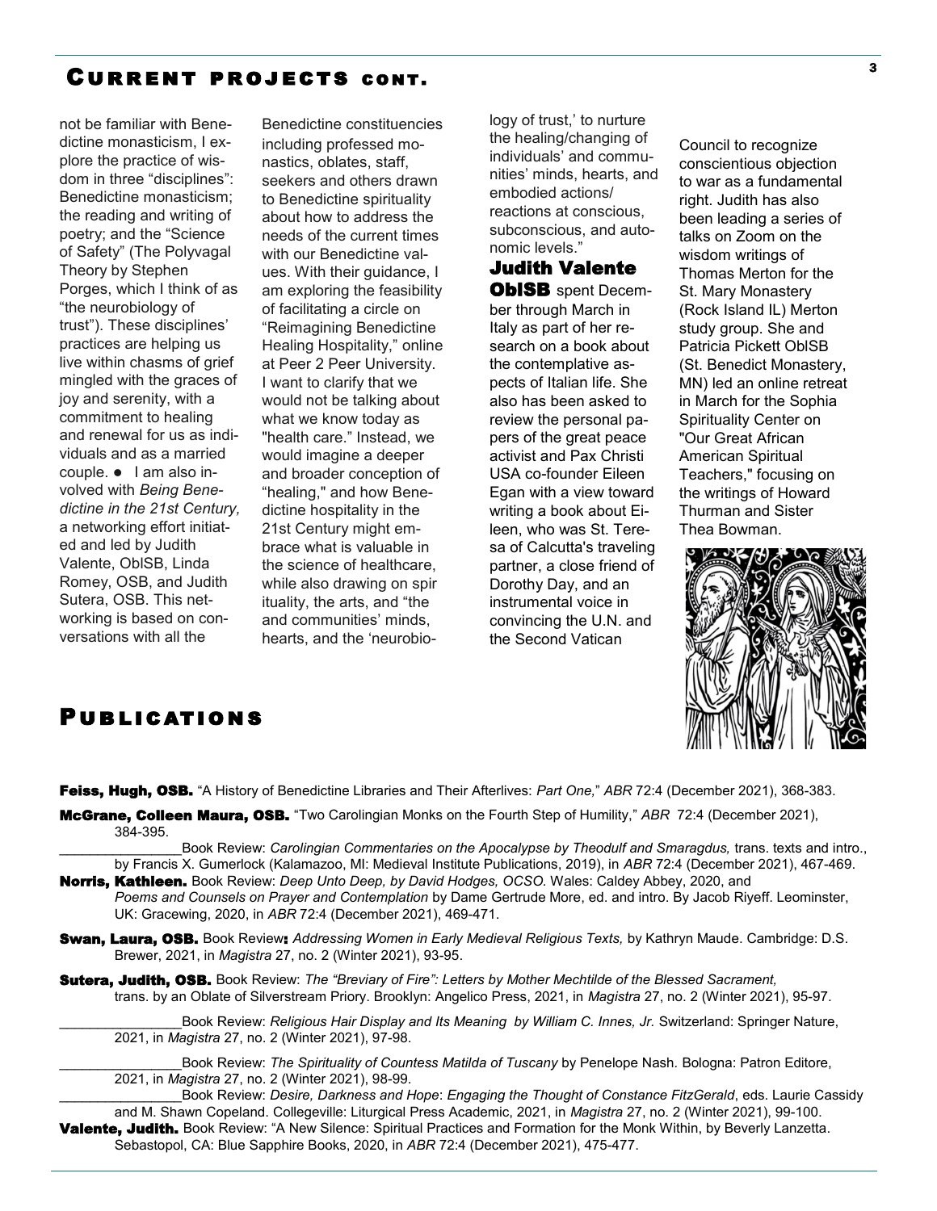## Current Projects cont.

not be familiar with Benedictine monasticism, I explore the practice of wisdom in three "disciplines": Benedictine monasticism; the reading and writing of poetry; and the "Science of Safety" (The Polyvagal Theory by Stephen Porges, which I think of as "the neurobiology of trust"). These disciplines' practices are helping us live within chasms of grief mingled with the graces of joy and serenity, with a commitment to healing and renewal for us as individuals and as a married couple. ● I am also involved with *Being Benedictine in the 21st Century,* a networking effort initiated and led by Judith Valente, OblSB, Linda Romey, OSB, and Judith Sutera, OSB. This networking is based on conversations with all the Benedictine constituencies including professed monastics, oblates, staff, seekers and others drawn to Benedictine spirituality about how to address the needs of the current times with our Benedictine values. With their guidance, I am exploring the feasibility of facilitating a circle on "Reimagining Benedictine Healing Hospitality," online at Peer 2 Peer University. I want to clarify that we would not be talking about what we know today as "health care." Instead, we would imagine a deeper and broader conception of "healing," and how Benedictine hospitality in the 21st Century might embrace what is valuable in the science of healthcare, while also drawing on spir ituality, the arts, and "the and communities' minds, hearts, and the 'neurobiology of trust,' to nurture the healing/changing of individuals' and communities' minds, hearts, and embodied actions/ reactions at conscious, subconscious, and autonomic levels."

**Judith Valente OblSB** spent December through March in Italy as part of her research on a book about the contemplative aspects of Italian life. She also has been asked to review the personal papers of the great peace activist and Pax Christi USA co-founder Eileen Egan with a view toward writing a book about Eileen, who was St. Teresa of Calcutta's traveling partner, a close friend of Dorothy Day, and an instrumental voice in convincing the U.N. and the Second Vatican Council to recognize conscientious objection to war as a fundamental right. Judith has also been leading a series of talks on Zoom on the wisdom writings of Thomas Merton for the St. Mary Monastery (Rock Island IL) Merton study group. She and Patricia Pickett OblSB (St. Benedict Monastery, MN) led an online retreat in March for the Sophia Spirituality Center on "Our Great African American Spiritual Teachers," focusing on the writings of Howard Thurman and Sister Thea Bowman.

## Publications

**Feiss, Hugh, OSB.** "A History of Benedictine Libraries and Their Afterlives: *Part One,*" *ABR* 72:4 (December 2021), 368-383.

**McGrane, Colleen Maura, OSB.** "Two Carolingian Monks on the Fourth Step of Humility," *ABR* 72:4 (December 2021), 384-395.

________________Book Review: *Carolingian Commentaries on the Apocalypse by Theodulf and Smaragdus,* trans. texts and intro., by Francis X. Gumerlock (Kalamazoo, MI: Medieval Institute Publications, 2019), in *ABR* 72:4 (December 2021), 467-469.

**Norris, Kathleen.** Book Review: *Deep Unto Deep, by David Hodges, OCSO.* Wales: Caldey Abbey, 2020, and *Poems and Counsels on Prayer and Contemplation* by Dame Gertrude More, ed. and intro. By Jacob Riyeff. Leominster, UK: Gracewing, 2020, in *ABR* 72:4 (December 2021), 469-471.

**Swan, Laura, OSB.** Book Review: *Addressing Women in Early Medieval Religious Texts,* by Kathryn Maude. Cambridge: D.S. Brewer, 2021, in *Magistra* 27, no. 2 (Winter 2021), 93-95.

**Sutera, Judith, OSB.** Book Review: *The "Breviary of Fire": Letters by Mother Mechtilde of the Blessed Sacrament,* trans. by an Oblate of Silverstream Priory. Brooklyn: Angelico Press, 2021, in *Magistra* 27, no. 2 (Winter 2021), 95-97.

________________Book Review: *Religious Hair Display and Its Meaning by William C. Innes, Jr.* Switzerland: Springer Nature, 2021, in *Magistra* 27, no. 2 (Winter 2021), 97-98.

________________Book Review: *The Spirituality of Countess Matilda of Tuscany* by Penelope Nash. Bologna: Patron Editore, 2021, in *Magistra* 27, no. 2 (Winter 2021), 98-99.

________________Book Review: *Desire, Darkness and Hope*: *Engaging the Thought of Constance FitzGerald*, eds. Laurie Cassidy and M. Shawn Copeland. Collegeville: Liturgical Press Academic, 2021, in *Magistra* 27, no. 2 (Winter 2021), 99-100.

**Valente, Judith.** Book Review: "A New Silence: Spiritual Practices and Formation for the Monk Within, by Beverly Lanzetta. Sebastopol, CA: Blue Sapphire Books, 2020, in *ABR* 72:4 (December 2021), 475-477.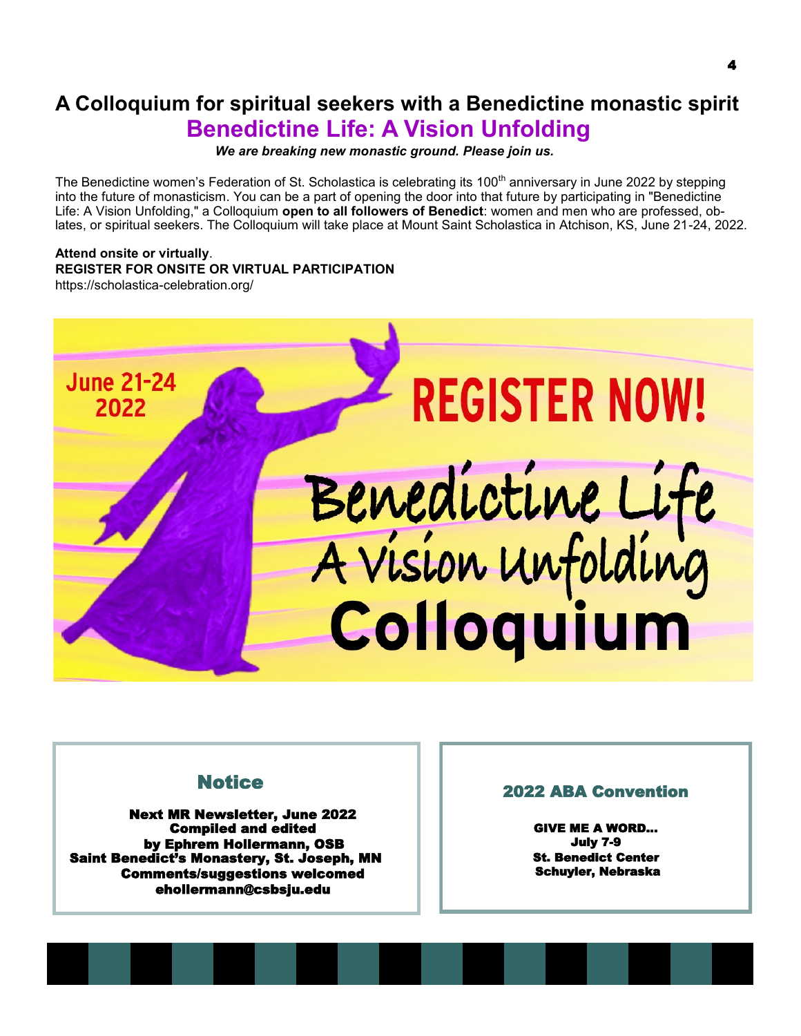## A Colloquium for spiritual seekers with a Benedictine monastic spirit

## Benedictine Life: A Vision Unfolding

***We are breaking new monastic ground. Please join us.***

The Benedictine women's Federation of St. Scholastica is celebrating its 100th anniversary in June 2022 by stepping into the future of monasticism. You can be a part of opening the door into that future by participating in "Benedictine Life: A Vision Unfolding," a Colloquium **open to all followers of Benedict**: women and men who are professed, oblates, or spiritual seekers. The Colloquium will take place at Mount Saint Scholastica in Atchison, KS, June 21-24, 2022.

**Attend onsite or virtually**.
**REGISTER FOR ONSITE OR VIRTUAL PARTICIPATION**
https://scholastica-celebration.org/

June 21-24
2022

REGISTER NOW!

Benedictine Life
A Vision Unfolding
Colloquium

### Notice

**Next MR Newsletter, June 2022**
**Compiled and edited**
**by Ephrem Hollermann, OSB**
**Saint Benedict's Monastery, St. Joseph, MN**
**Comments/suggestions welcomed**
**ehollermann@csbsju.edu**

### 2022 ABA Convention

**GIVE ME A WORD…**
**July 7-9**
**St. Benedict Center**
**Schuyler, Nebraska**